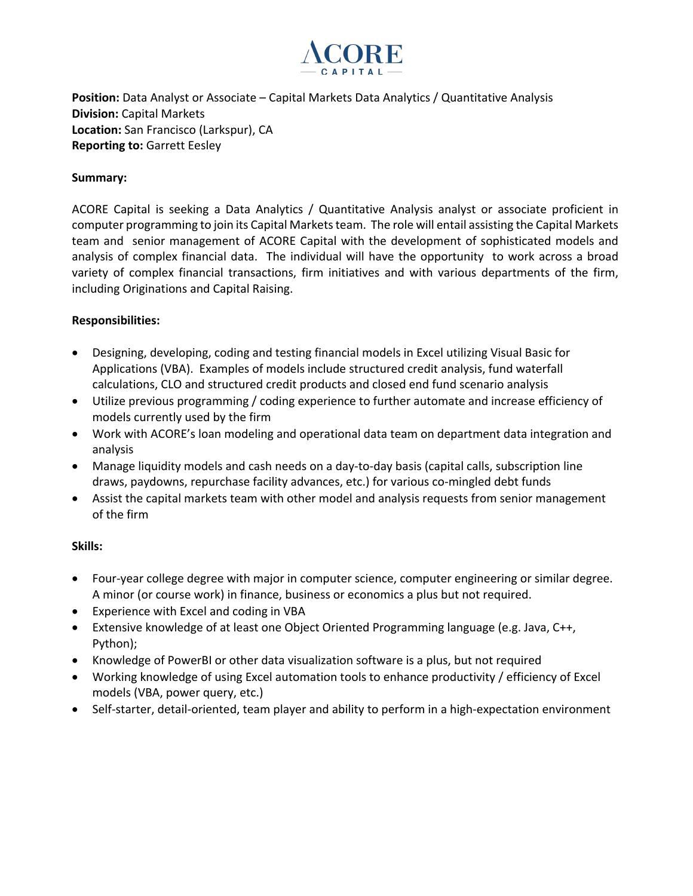ACORE CAPITAL

**Position:** Data Analyst or Associate – Capital Markets Data Analytics / Quantitative Analysis
**Division:** Capital Markets
**Location:** San Francisco (Larkspur), CA
**Reporting to:** Garrett Eesley

**Summary:**

ACORE Capital is seeking a Data Analytics / Quantitative Analysis analyst or associate proficient in computer programming to join its Capital Markets team. The role will entail assisting the Capital Markets team and senior management of ACORE Capital with the development of sophisticated models and analysis of complex financial data. The individual will have the opportunity to work across a broad variety of complex financial transactions, firm initiatives and with various departments of the firm, including Originations and Capital Raising.

**Responsibilities:**

- Designing, developing, coding and testing financial models in Excel utilizing Visual Basic for Applications (VBA). Examples of models include structured credit analysis, fund waterfall calculations, CLO and structured credit products and closed end fund scenario analysis
- Utilize previous programming / coding experience to further automate and increase efficiency of models currently used by the firm
- Work with ACORE's loan modeling and operational data team on department data integration and analysis
- Manage liquidity models and cash needs on a day-to-day basis (capital calls, subscription line draws, paydowns, repurchase facility advances, etc.) for various co-mingled debt funds
- Assist the capital markets team with other model and analysis requests from senior management of the firm

**Skills:**

- Four-year college degree with major in computer science, computer engineering or similar degree. A minor (or course work) in finance, business or economics a plus but not required.
- Experience with Excel and coding in VBA
- Extensive knowledge of at least one Object Oriented Programming language (e.g. Java, C++, Python);
- Knowledge of PowerBI or other data visualization software is a plus, but not required
- Working knowledge of using Excel automation tools to enhance productivity / efficiency of Excel models (VBA, power query, etc.)
- Self-starter, detail-oriented, team player and ability to perform in a high-expectation environment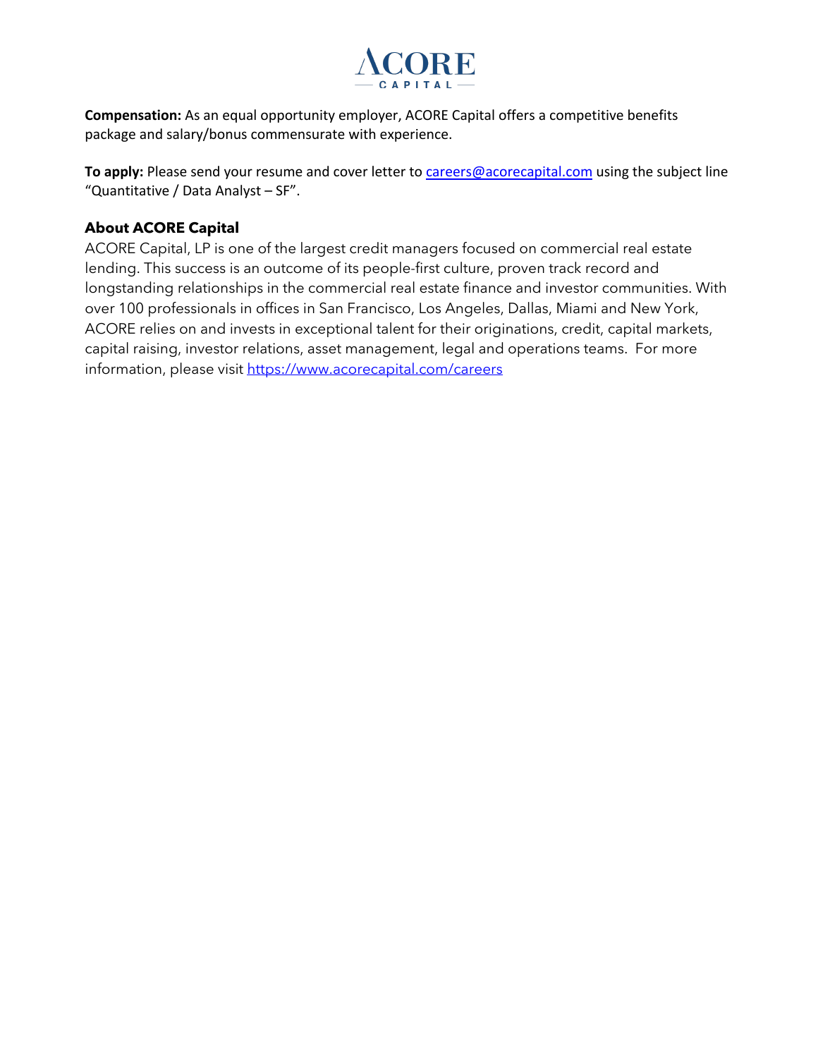**Compensation:** As an equal opportunity employer, ACORE Capital offers a competitive benefits package and salary/bonus commensurate with experience.

**To apply:** Please send your resume and cover letter to careers@acorecapital.com using the subject line "Quantitative / Data Analyst – SF".

### About ACORE Capital

ACORE Capital, LP is one of the largest credit managers focused on commercial real estate lending. This success is an outcome of its people-first culture, proven track record and longstanding relationships in the commercial real estate finance and investor communities. With over 100 professionals in offices in San Francisco, Los Angeles, Dallas, Miami and New York, ACORE relies on and invests in exceptional talent for their originations, credit, capital markets, capital raising, investor relations, asset management, legal and operations teams. For more information, please visit https://www.acorecapital.com/careers